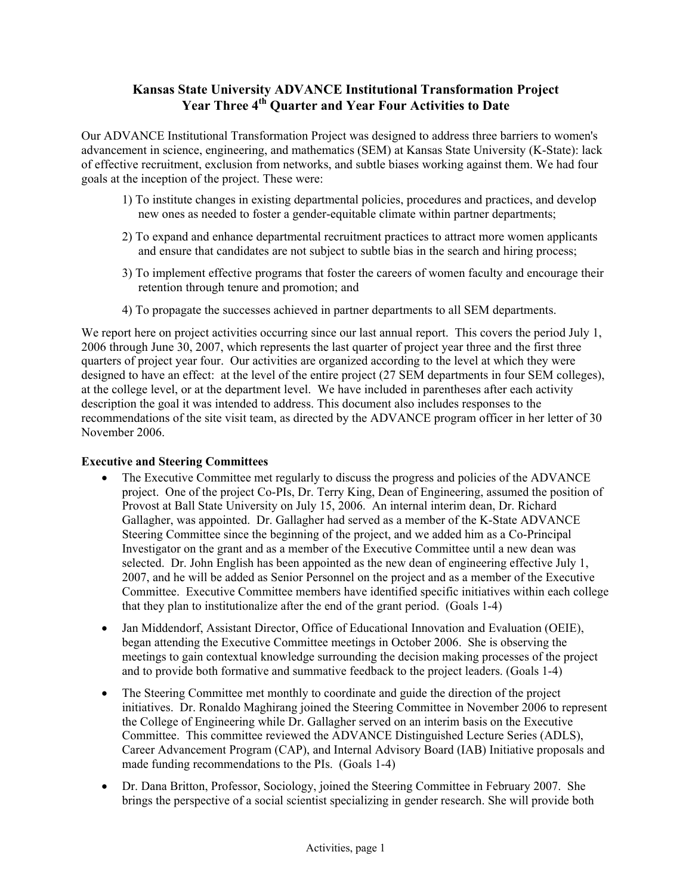# Kansas State University ADVANCE Institutional Transformation Project
## Year Three 4th Quarter and Year Four Activities to Date

Our ADVANCE Institutional Transformation Project was designed to address three barriers to women's advancement in science, engineering, and mathematics (SEM) at Kansas State University (K-State): lack of effective recruitment, exclusion from networks, and subtle biases working against them. We had four goals at the inception of the project. These were:

1) To institute changes in existing departmental policies, procedures and practices, and develop new ones as needed to foster a gender-equitable climate within partner departments;

2) To expand and enhance departmental recruitment practices to attract more women applicants and ensure that candidates are not subject to subtle bias in the search and hiring process;

3) To implement effective programs that foster the careers of women faculty and encourage their retention through tenure and promotion; and

4) To propagate the successes achieved in partner departments to all SEM departments.

We report here on project activities occurring since our last annual report. This covers the period July 1, 2006 through June 30, 2007, which represents the last quarter of project year three and the first three quarters of project year four. Our activities are organized according to the level at which they were designed to have an effect: at the level of the entire project (27 SEM departments in four SEM colleges), at the college level, or at the department level. We have included in parentheses after each activity description the goal it was intended to address. This document also includes responses to the recommendations of the site visit team, as directed by the ADVANCE program officer in her letter of 30 November 2006.

**Executive and Steering Committees**

- The Executive Committee met regularly to discuss the progress and policies of the ADVANCE project. One of the project Co-PIs, Dr. Terry King, Dean of Engineering, assumed the position of Provost at Ball State University on July 15, 2006. An internal interim dean, Dr. Richard Gallagher, was appointed. Dr. Gallagher had served as a member of the K-State ADVANCE Steering Committee since the beginning of the project, and we added him as a Co-Principal Investigator on the grant and as a member of the Executive Committee until a new dean was selected. Dr. John English has been appointed as the new dean of engineering effective July 1, 2007, and he will be added as Senior Personnel on the project and as a member of the Executive Committee. Executive Committee members have identified specific initiatives within each college that they plan to institutionalize after the end of the grant period. (Goals 1-4)

- Jan Middendorf, Assistant Director, Office of Educational Innovation and Evaluation (OEIE), began attending the Executive Committee meetings in October 2006. She is observing the meetings to gain contextual knowledge surrounding the decision making processes of the project and to provide both formative and summative feedback to the project leaders. (Goals 1-4)

- The Steering Committee met monthly to coordinate and guide the direction of the project initiatives. Dr. Ronaldo Maghirang joined the Steering Committee in November 2006 to represent the College of Engineering while Dr. Gallagher served on an interim basis on the Executive Committee. This committee reviewed the ADVANCE Distinguished Lecture Series (ADLS), Career Advancement Program (CAP), and Internal Advisory Board (IAB) Initiative proposals and made funding recommendations to the PIs. (Goals 1-4)

- Dr. Dana Britton, Professor, Sociology, joined the Steering Committee in February 2007. She brings the perspective of a social scientist specializing in gender research. She will provide both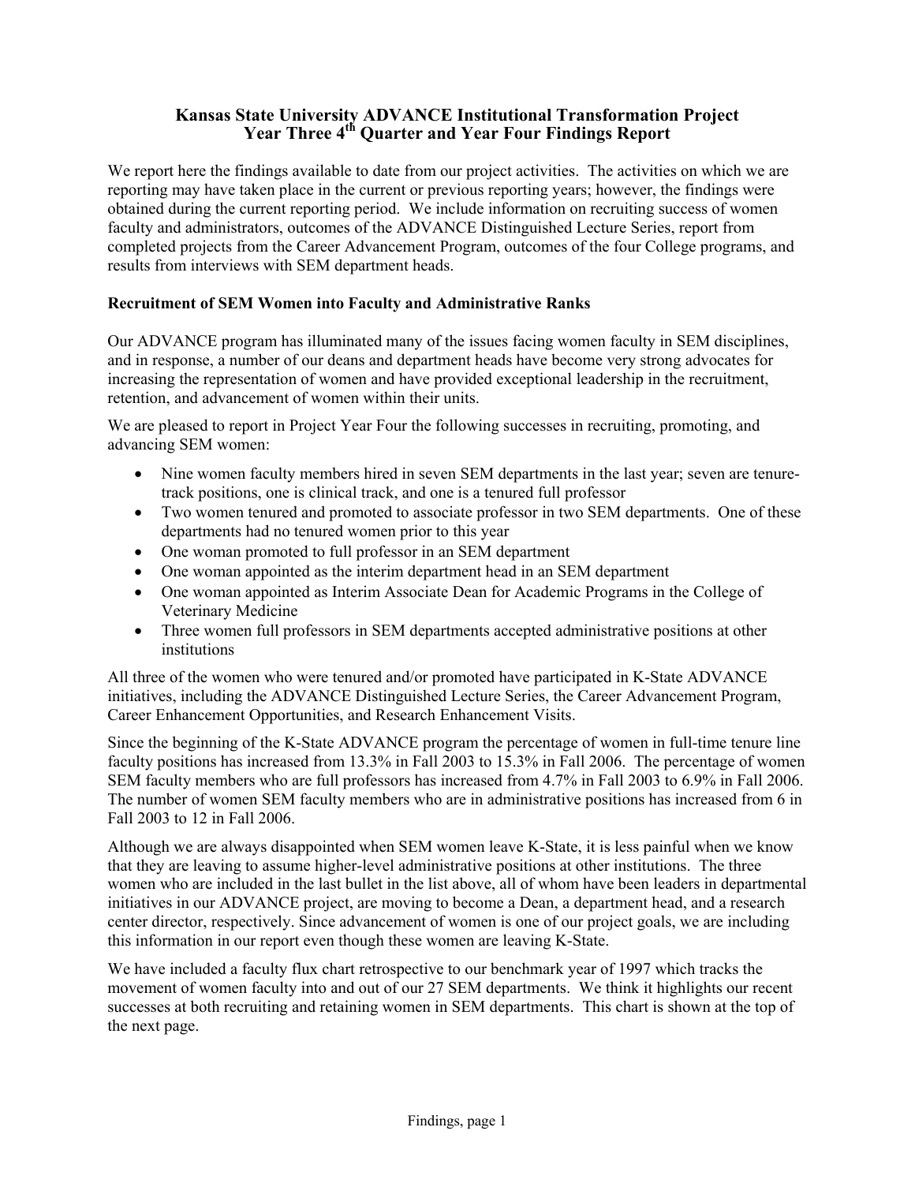# Kansas State University ADVANCE Institutional Transformation Project
# Year Three 4th Quarter and Year Four Findings Report

We report here the findings available to date from our project activities. The activities on which we are reporting may have taken place in the current or previous reporting years; however, the findings were obtained during the current reporting period. We include information on recruiting success of women faculty and administrators, outcomes of the ADVANCE Distinguished Lecture Series, report from completed projects from the Career Advancement Program, outcomes of the four College programs, and results from interviews with SEM department heads.

## Recruitment of SEM Women into Faculty and Administrative Ranks

Our ADVANCE program has illuminated many of the issues facing women faculty in SEM disciplines, and in response, a number of our deans and department heads have become very strong advocates for increasing the representation of women and have provided exceptional leadership in the recruitment, retention, and advancement of women within their units.

We are pleased to report in Project Year Four the following successes in recruiting, promoting, and advancing SEM women:

- Nine women faculty members hired in seven SEM departments in the last year; seven are tenure-track positions, one is clinical track, and one is a tenured full professor
- Two women tenured and promoted to associate professor in two SEM departments. One of these departments had no tenured women prior to this year
- One woman promoted to full professor in an SEM department
- One woman appointed as the interim department head in an SEM department
- One woman appointed as Interim Associate Dean for Academic Programs in the College of Veterinary Medicine
- Three women full professors in SEM departments accepted administrative positions at other institutions

All three of the women who were tenured and/or promoted have participated in K-State ADVANCE initiatives, including the ADVANCE Distinguished Lecture Series, the Career Advancement Program, Career Enhancement Opportunities, and Research Enhancement Visits.

Since the beginning of the K-State ADVANCE program the percentage of women in full-time tenure line faculty positions has increased from 13.3% in Fall 2003 to 15.3% in Fall 2006. The percentage of women SEM faculty members who are full professors has increased from 4.7% in Fall 2003 to 6.9% in Fall 2006. The number of women SEM faculty members who are in administrative positions has increased from 6 in Fall 2003 to 12 in Fall 2006.

Although we are always disappointed when SEM women leave K-State, it is less painful when we know that they are leaving to assume higher-level administrative positions at other institutions. The three women who are included in the last bullet in the list above, all of whom have been leaders in departmental initiatives in our ADVANCE project, are moving to become a Dean, a department head, and a research center director, respectively. Since advancement of women is one of our project goals, we are including this information in our report even though these women are leaving K-State.

We have included a faculty flux chart retrospective to our benchmark year of 1997 which tracks the movement of women faculty into and out of our 27 SEM departments. We think it highlights our recent successes at both recruiting and retaining women in SEM departments. This chart is shown at the top of the next page.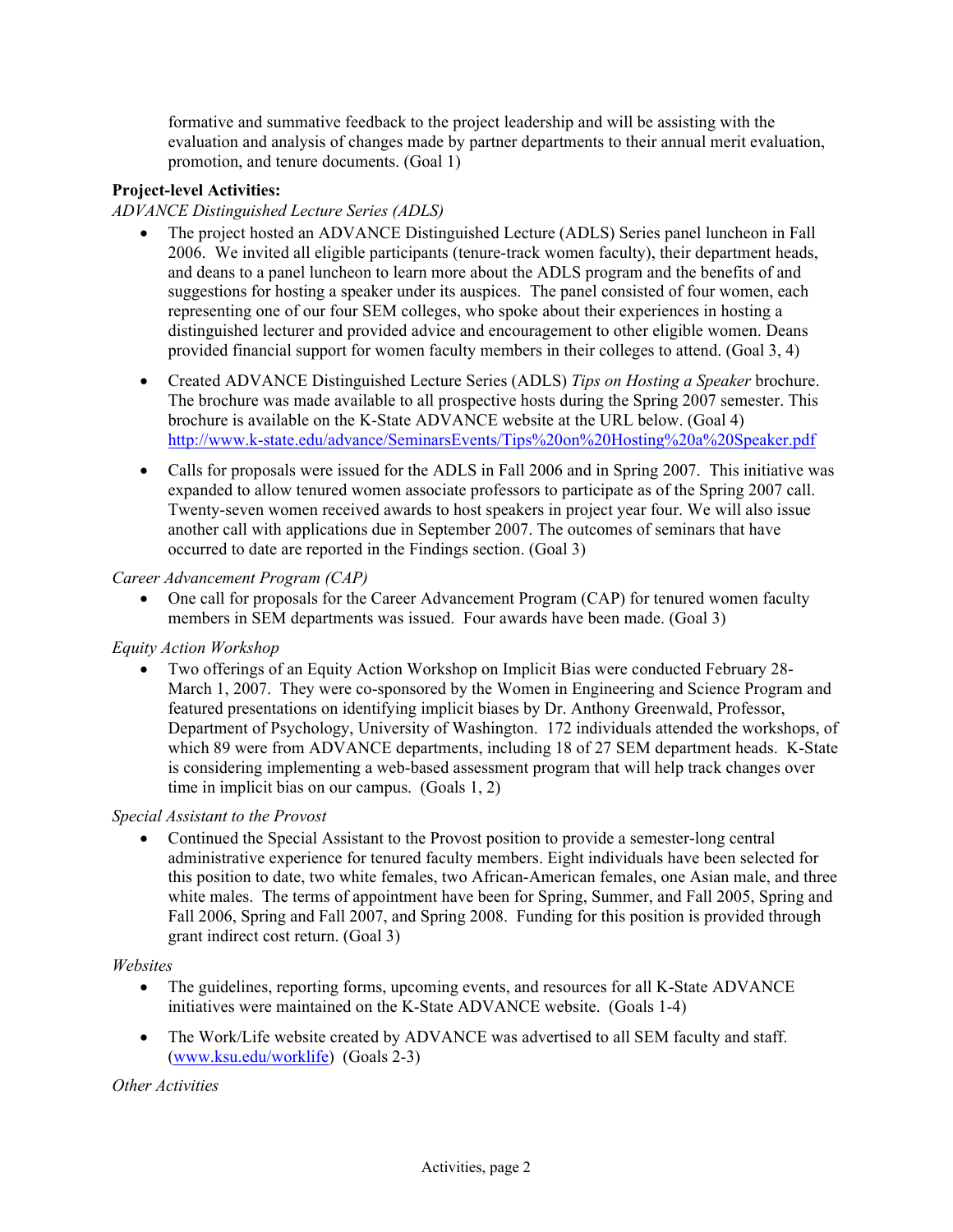formative and summative feedback to the project leadership and will be assisting with the evaluation and analysis of changes made by partner departments to their annual merit evaluation, promotion, and tenure documents. (Goal 1)

**Project-level Activities:**

*ADVANCE Distinguished Lecture Series (ADLS)*

- The project hosted an ADVANCE Distinguished Lecture (ADLS) Series panel luncheon in Fall 2006. We invited all eligible participants (tenure-track women faculty), their department heads, and deans to a panel luncheon to learn more about the ADLS program and the benefits of and suggestions for hosting a speaker under its auspices. The panel consisted of four women, each representing one of our four SEM colleges, who spoke about their experiences in hosting a distinguished lecturer and provided advice and encouragement to other eligible women. Deans provided financial support for women faculty members in their colleges to attend. (Goal 3, 4)

- Created ADVANCE Distinguished Lecture Series (ADLS) *Tips on Hosting a Speaker* brochure. The brochure was made available to all prospective hosts during the Spring 2007 semester. This brochure is available on the K-State ADVANCE website at the URL below. (Goal 4) http://www.k-state.edu/advance/SeminarsEvents/Tips%20on%20Hosting%20a%20Speaker.pdf

- Calls for proposals were issued for the ADLS in Fall 2006 and in Spring 2007. This initiative was expanded to allow tenured women associate professors to participate as of the Spring 2007 call. Twenty-seven women received awards to host speakers in project year four. We will also issue another call with applications due in September 2007. The outcomes of seminars that have occurred to date are reported in the Findings section. (Goal 3)

*Career Advancement Program (CAP)*

- One call for proposals for the Career Advancement Program (CAP) for tenured women faculty members in SEM departments was issued. Four awards have been made. (Goal 3)

*Equity Action Workshop*

- Two offerings of an Equity Action Workshop on Implicit Bias were conducted February 28-March 1, 2007. They were co-sponsored by the Women in Engineering and Science Program and featured presentations on identifying implicit biases by Dr. Anthony Greenwald, Professor, Department of Psychology, University of Washington. 172 individuals attended the workshops, of which 89 were from ADVANCE departments, including 18 of 27 SEM department heads. K-State is considering implementing a web-based assessment program that will help track changes over time in implicit bias on our campus. (Goals 1, 2)

*Special Assistant to the Provost*

- Continued the Special Assistant to the Provost position to provide a semester-long central administrative experience for tenured faculty members. Eight individuals have been selected for this position to date, two white females, two African-American females, one Asian male, and three white males. The terms of appointment have been for Spring, Summer, and Fall 2005, Spring and Fall 2006, Spring and Fall 2007, and Spring 2008. Funding for this position is provided through grant indirect cost return. (Goal 3)

*Websites*

- The guidelines, reporting forms, upcoming events, and resources for all K-State ADVANCE initiatives were maintained on the K-State ADVANCE website. (Goals 1-4)

- The Work/Life website created by ADVANCE was advertised to all SEM faculty and staff. (www.ksu.edu/worklife) (Goals 2-3)

*Other Activities*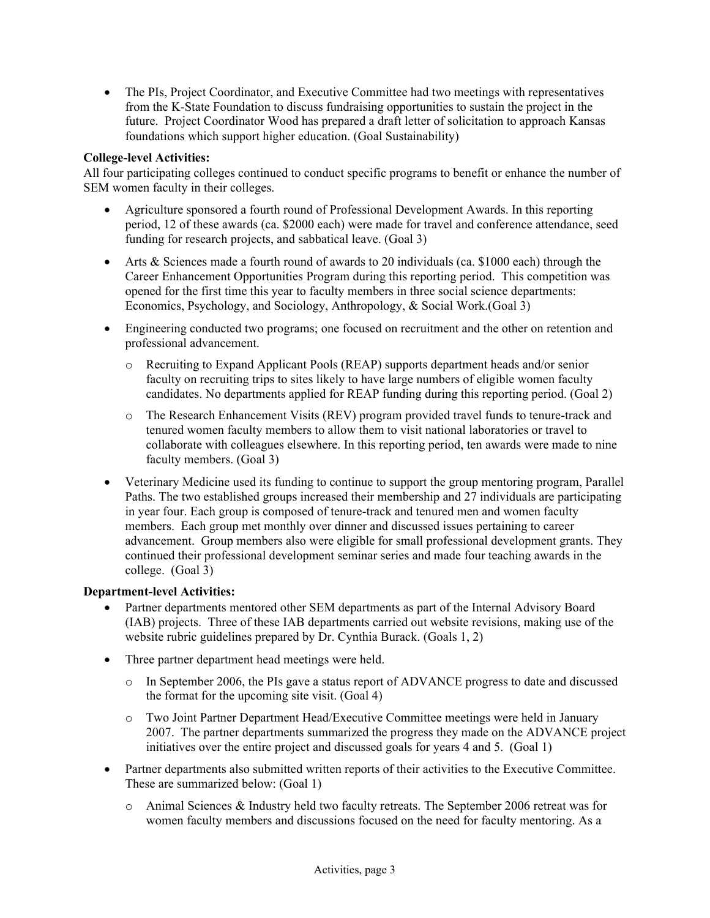- The PIs, Project Coordinator, and Executive Committee had two meetings with representatives from the K-State Foundation to discuss fundraising opportunities to sustain the project in the future. Project Coordinator Wood has prepared a draft letter of solicitation to approach Kansas foundations which support higher education. (Goal Sustainability)

**College-level Activities:**

All four participating colleges continued to conduct specific programs to benefit or enhance the number of SEM women faculty in their colleges.

- Agriculture sponsored a fourth round of Professional Development Awards. In this reporting period, 12 of these awards (ca. $2000 each) were made for travel and conference attendance, seed funding for research projects, and sabbatical leave. (Goal 3)
- Arts & Sciences made a fourth round of awards to 20 individuals (ca. $1000 each) through the Career Enhancement Opportunities Program during this reporting period. This competition was opened for the first time this year to faculty members in three social science departments: Economics, Psychology, and Sociology, Anthropology, & Social Work.(Goal 3)
- Engineering conducted two programs; one focused on recruitment and the other on retention and professional advancement.
  - Recruiting to Expand Applicant Pools (REAP) supports department heads and/or senior faculty on recruiting trips to sites likely to have large numbers of eligible women faculty candidates. No departments applied for REAP funding during this reporting period. (Goal 2)
  - The Research Enhancement Visits (REV) program provided travel funds to tenure-track and tenured women faculty members to allow them to visit national laboratories or travel to collaborate with colleagues elsewhere. In this reporting period, ten awards were made to nine faculty members. (Goal 3)
- Veterinary Medicine used its funding to continue to support the group mentoring program, Parallel Paths. The two established groups increased their membership and 27 individuals are participating in year four. Each group is composed of tenure-track and tenured men and women faculty members. Each group met monthly over dinner and discussed issues pertaining to career advancement. Group members also were eligible for small professional development grants. They continued their professional development seminar series and made four teaching awards in the college. (Goal 3)

**Department-level Activities:**

- Partner departments mentored other SEM departments as part of the Internal Advisory Board (IAB) projects. Three of these IAB departments carried out website revisions, making use of the website rubric guidelines prepared by Dr. Cynthia Burack. (Goals 1, 2)
- Three partner department head meetings were held.
  - In September 2006, the PIs gave a status report of ADVANCE progress to date and discussed the format for the upcoming site visit. (Goal 4)
  - Two Joint Partner Department Head/Executive Committee meetings were held in January 2007. The partner departments summarized the progress they made on the ADVANCE project initiatives over the entire project and discussed goals for years 4 and 5. (Goal 1)
- Partner departments also submitted written reports of their activities to the Executive Committee. These are summarized below: (Goal 1)
  - Animal Sciences & Industry held two faculty retreats. The September 2006 retreat was for women faculty members and discussions focused on the need for faculty mentoring. As a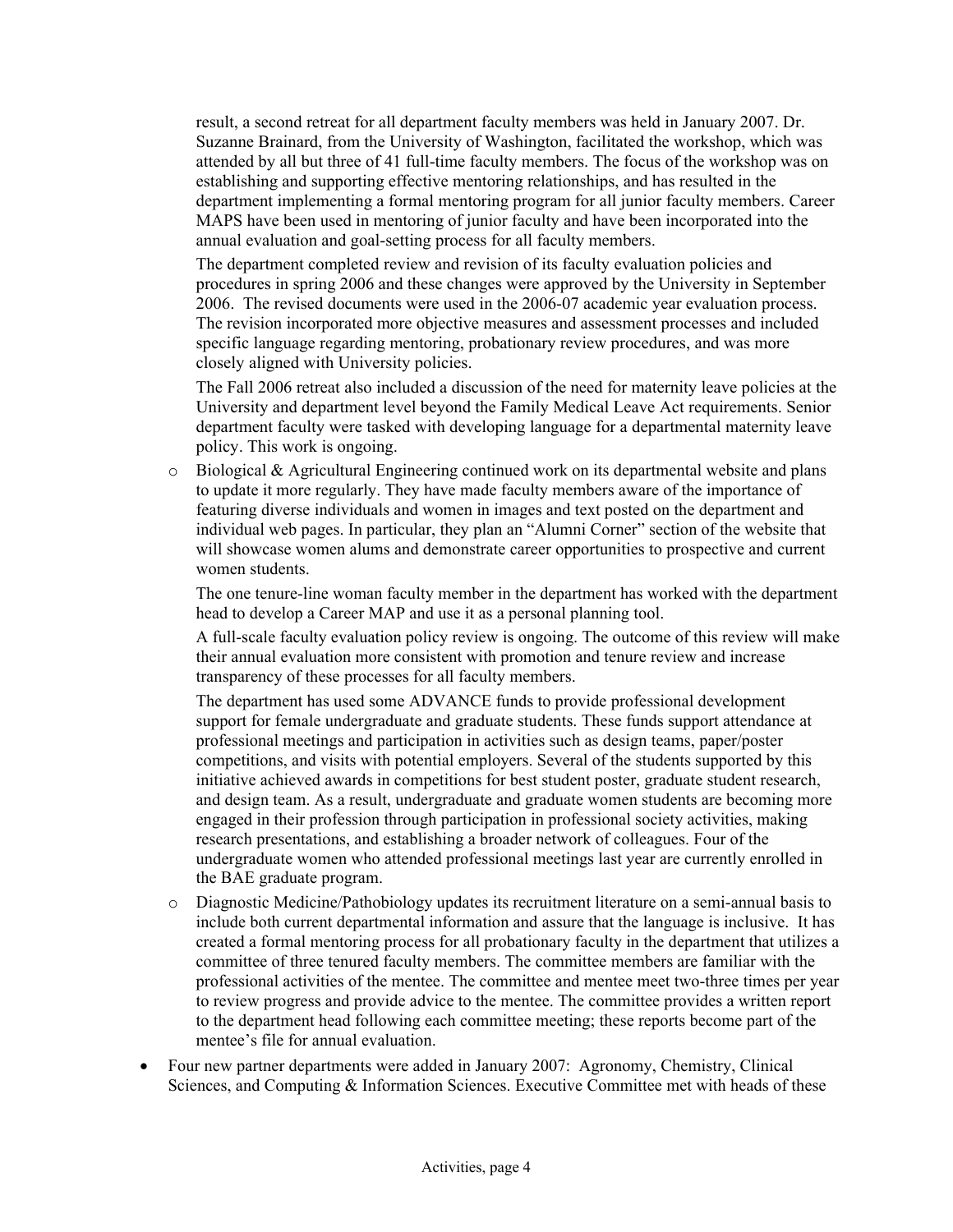result, a second retreat for all department faculty members was held in January 2007. Dr. Suzanne Brainard, from the University of Washington, facilitated the workshop, which was attended by all but three of 41 full-time faculty members. The focus of the workshop was on establishing and supporting effective mentoring relationships, and has resulted in the department implementing a formal mentoring program for all junior faculty members. Career MAPS have been used in mentoring of junior faculty and have been incorporated into the annual evaluation and goal-setting process for all faculty members.

The department completed review and revision of its faculty evaluation policies and procedures in spring 2006 and these changes were approved by the University in September 2006. The revised documents were used in the 2006-07 academic year evaluation process. The revision incorporated more objective measures and assessment processes and included specific language regarding mentoring, probationary review procedures, and was more closely aligned with University policies.

The Fall 2006 retreat also included a discussion of the need for maternity leave policies at the University and department level beyond the Family Medical Leave Act requirements. Senior department faculty were tasked with developing language for a departmental maternity leave policy. This work is ongoing.

- Biological & Agricultural Engineering continued work on its departmental website and plans to update it more regularly. They have made faculty members aware of the importance of featuring diverse individuals and women in images and text posted on the department and individual web pages. In particular, they plan an "Alumni Corner" section of the website that will showcase women alums and demonstrate career opportunities to prospective and current women students.

  The one tenure-line woman faculty member in the department has worked with the department head to develop a Career MAP and use it as a personal planning tool.

  A full-scale faculty evaluation policy review is ongoing. The outcome of this review will make their annual evaluation more consistent with promotion and tenure review and increase transparency of these processes for all faculty members.

  The department has used some ADVANCE funds to provide professional development support for female undergraduate and graduate students. These funds support attendance at professional meetings and participation in activities such as design teams, paper/poster competitions, and visits with potential employers. Several of the students supported by this initiative achieved awards in competitions for best student poster, graduate student research, and design team. As a result, undergraduate and graduate women students are becoming more engaged in their profession through participation in professional society activities, making research presentations, and establishing a broader network of colleagues. Four of the undergraduate women who attended professional meetings last year are currently enrolled in the BAE graduate program.

- Diagnostic Medicine/Pathobiology updates its recruitment literature on a semi-annual basis to include both current departmental information and assure that the language is inclusive. It has created a formal mentoring process for all probationary faculty in the department that utilizes a committee of three tenured faculty members. The committee members are familiar with the professional activities of the mentee. The committee and mentee meet two-three times per year to review progress and provide advice to the mentee. The committee provides a written report to the department head following each committee meeting; these reports become part of the mentee's file for annual evaluation.

- Four new partner departments were added in January 2007: Agronomy, Chemistry, Clinical Sciences, and Computing & Information Sciences. Executive Committee met with heads of these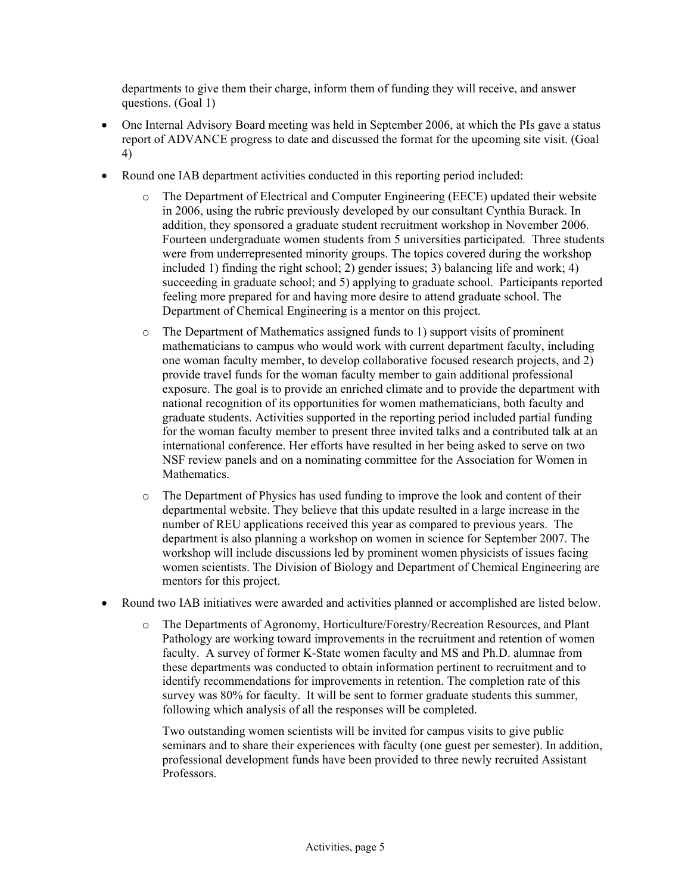departments to give them their charge, inform them of funding they will receive, and answer questions. (Goal 1)

- One Internal Advisory Board meeting was held in September 2006, at which the PIs gave a status report of ADVANCE progress to date and discussed the format for the upcoming site visit. (Goal 4)
- Round one IAB department activities conducted in this reporting period included:
  - The Department of Electrical and Computer Engineering (EECE) updated their website in 2006, using the rubric previously developed by our consultant Cynthia Burack. In addition, they sponsored a graduate student recruitment workshop in November 2006. Fourteen undergraduate women students from 5 universities participated. Three students were from underrepresented minority groups. The topics covered during the workshop included 1) finding the right school; 2) gender issues; 3) balancing life and work; 4) succeeding in graduate school; and 5) applying to graduate school. Participants reported feeling more prepared for and having more desire to attend graduate school. The Department of Chemical Engineering is a mentor on this project.
  - The Department of Mathematics assigned funds to 1) support visits of prominent mathematicians to campus who would work with current department faculty, including one woman faculty member, to develop collaborative focused research projects, and 2) provide travel funds for the woman faculty member to gain additional professional exposure. The goal is to provide an enriched climate and to provide the department with national recognition of its opportunities for women mathematicians, both faculty and graduate students. Activities supported in the reporting period included partial funding for the woman faculty member to present three invited talks and a contributed talk at an international conference. Her efforts have resulted in her being asked to serve on two NSF review panels and on a nominating committee for the Association for Women in Mathematics.
  - The Department of Physics has used funding to improve the look and content of their departmental website. They believe that this update resulted in a large increase in the number of REU applications received this year as compared to previous years. The department is also planning a workshop on women in science for September 2007. The workshop will include discussions led by prominent women physicists of issues facing women scientists. The Division of Biology and Department of Chemical Engineering are mentors for this project.
- Round two IAB initiatives were awarded and activities planned or accomplished are listed below.
  - The Departments of Agronomy, Horticulture/Forestry/Recreation Resources, and Plant Pathology are working toward improvements in the recruitment and retention of women faculty. A survey of former K-State women faculty and MS and Ph.D. alumnae from these departments was conducted to obtain information pertinent to recruitment and to identify recommendations for improvements in retention. The completion rate of this survey was 80% for faculty. It will be sent to former graduate students this summer, following which analysis of all the responses will be completed.

    Two outstanding women scientists will be invited for campus visits to give public seminars and to share their experiences with faculty (one guest per semester). In addition, professional development funds have been provided to three newly recruited Assistant Professors.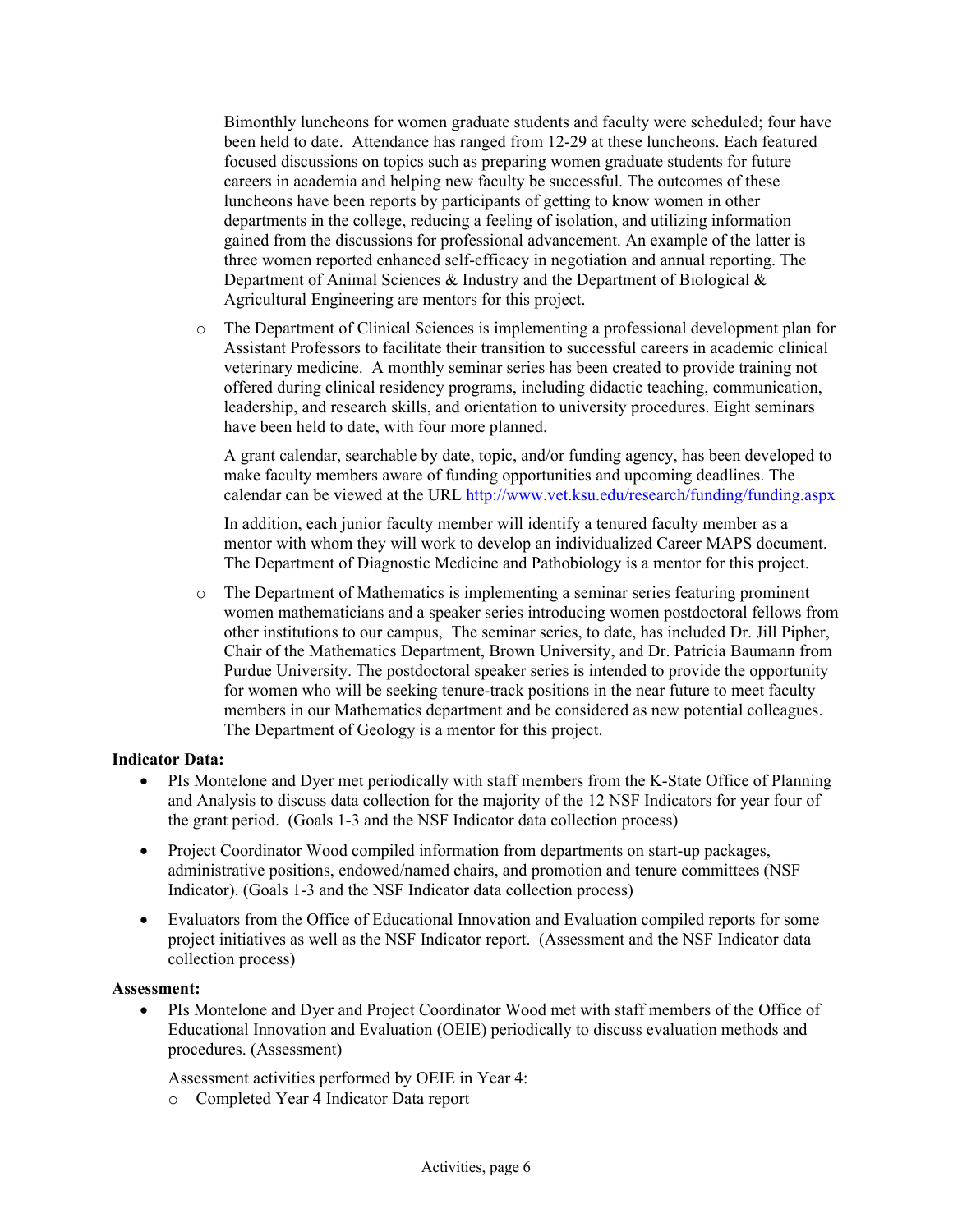Bimonthly luncheons for women graduate students and faculty were scheduled; four have been held to date. Attendance has ranged from 12-29 at these luncheons. Each featured focused discussions on topics such as preparing women graduate students for future careers in academia and helping new faculty be successful. The outcomes of these luncheons have been reports by participants of getting to know women in other departments in the college, reducing a feeling of isolation, and utilizing information gained from the discussions for professional advancement. An example of the latter is three women reported enhanced self-efficacy in negotiation and annual reporting. The Department of Animal Sciences & Industry and the Department of Biological & Agricultural Engineering are mentors for this project.

- The Department of Clinical Sciences is implementing a professional development plan for Assistant Professors to facilitate their transition to successful careers in academic clinical veterinary medicine. A monthly seminar series has been created to provide training not offered during clinical residency programs, including didactic teaching, communication, leadership, and research skills, and orientation to university procedures. Eight seminars have been held to date, with four more planned.

  A grant calendar, searchable by date, topic, and/or funding agency, has been developed to make faculty members aware of funding opportunities and upcoming deadlines. The calendar can be viewed at the URL http://www.vet.ksu.edu/research/funding/funding.aspx

  In addition, each junior faculty member will identify a tenured faculty member as a mentor with whom they will work to develop an individualized Career MAPS document. The Department of Diagnostic Medicine and Pathobiology is a mentor for this project.

- The Department of Mathematics is implementing a seminar series featuring prominent women mathematicians and a speaker series introducing women postdoctoral fellows from other institutions to our campus, The seminar series, to date, has included Dr. Jill Pipher, Chair of the Mathematics Department, Brown University, and Dr. Patricia Baumann from Purdue University. The postdoctoral speaker series is intended to provide the opportunity for women who will be seeking tenure-track positions in the near future to meet faculty members in our Mathematics department and be considered as new potential colleagues. The Department of Geology is a mentor for this project.

**Indicator Data:**

- PIs Montelone and Dyer met periodically with staff members from the K-State Office of Planning and Analysis to discuss data collection for the majority of the 12 NSF Indicators for year four of the grant period. (Goals 1-3 and the NSF Indicator data collection process)
- Project Coordinator Wood compiled information from departments on start-up packages, administrative positions, endowed/named chairs, and promotion and tenure committees (NSF Indicator). (Goals 1-3 and the NSF Indicator data collection process)
- Evaluators from the Office of Educational Innovation and Evaluation compiled reports for some project initiatives as well as the NSF Indicator report. (Assessment and the NSF Indicator data collection process)

**Assessment:**

- PIs Montelone and Dyer and Project Coordinator Wood met with staff members of the Office of Educational Innovation and Evaluation (OEIE) periodically to discuss evaluation methods and procedures. (Assessment)

  Assessment activities performed by OEIE in Year 4:
  - Completed Year 4 Indicator Data report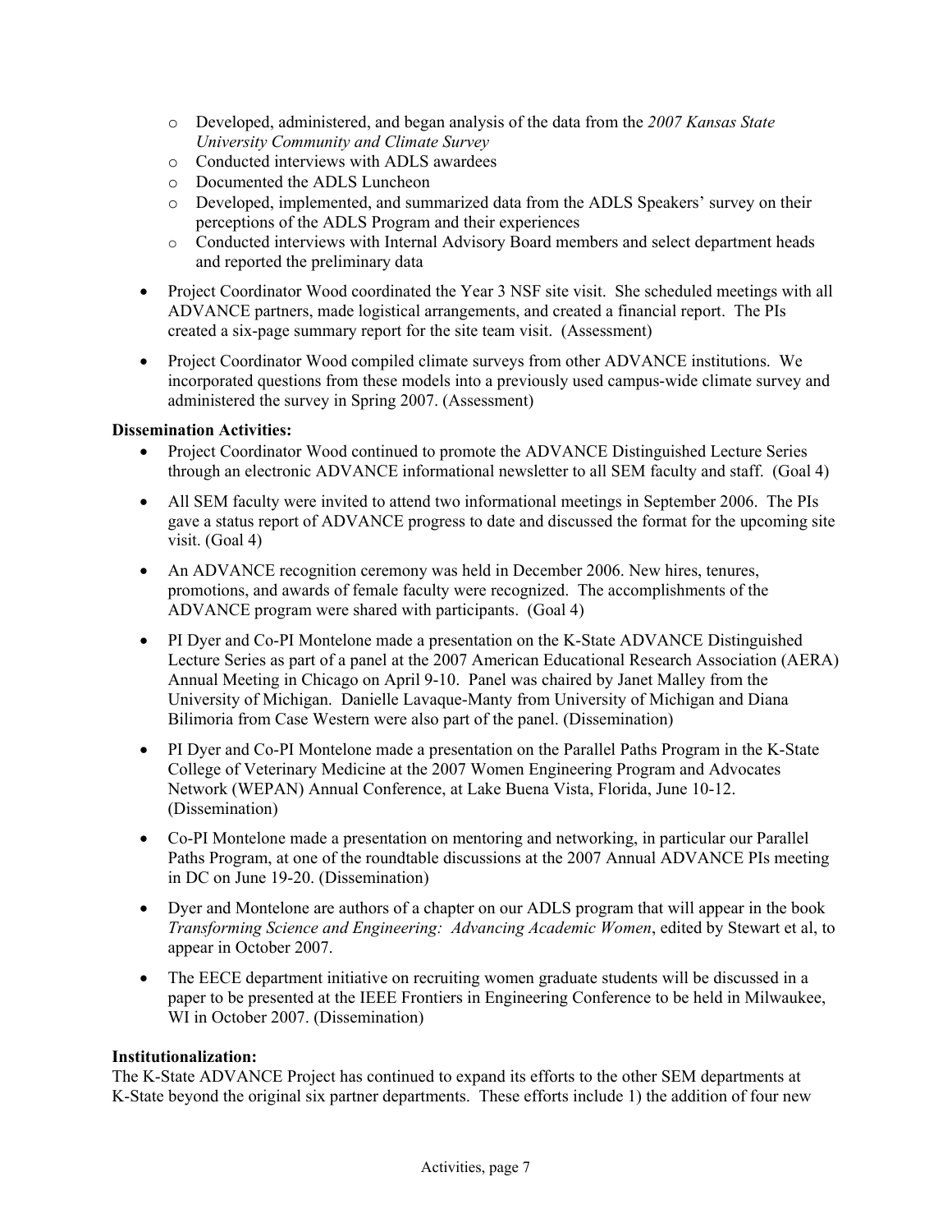- Developed, administered, and began analysis of the data from the *2007 Kansas State University Community and Climate Survey*
  - Conducted interviews with ADLS awardees
  - Documented the ADLS Luncheon
  - Developed, implemented, and summarized data from the ADLS Speakers' survey on their perceptions of the ADLS Program and their experiences
  - Conducted interviews with Internal Advisory Board members and select department heads and reported the preliminary data

- Project Coordinator Wood coordinated the Year 3 NSF site visit. She scheduled meetings with all ADVANCE partners, made logistical arrangements, and created a financial report. The PIs created a six-page summary report for the site team visit. (Assessment)

- Project Coordinator Wood compiled climate surveys from other ADVANCE institutions. We incorporated questions from these models into a previously used campus-wide climate survey and administered the survey in Spring 2007. (Assessment)

**Dissemination Activities:**

- Project Coordinator Wood continued to promote the ADVANCE Distinguished Lecture Series through an electronic ADVANCE informational newsletter to all SEM faculty and staff. (Goal 4)

- All SEM faculty were invited to attend two informational meetings in September 2006. The PIs gave a status report of ADVANCE progress to date and discussed the format for the upcoming site visit. (Goal 4)

- An ADVANCE recognition ceremony was held in December 2006. New hires, tenures, promotions, and awards of female faculty were recognized. The accomplishments of the ADVANCE program were shared with participants. (Goal 4)

- PI Dyer and Co-PI Montelone made a presentation on the K-State ADVANCE Distinguished Lecture Series as part of a panel at the 2007 American Educational Research Association (AERA) Annual Meeting in Chicago on April 9-10. Panel was chaired by Janet Malley from the University of Michigan. Danielle Lavaque-Manty from University of Michigan and Diana Bilimoria from Case Western were also part of the panel. (Dissemination)

- PI Dyer and Co-PI Montelone made a presentation on the Parallel Paths Program in the K-State College of Veterinary Medicine at the 2007 Women Engineering Program and Advocates Network (WEPAN) Annual Conference, at Lake Buena Vista, Florida, June 10-12. (Dissemination)

- Co-PI Montelone made a presentation on mentoring and networking, in particular our Parallel Paths Program, at one of the roundtable discussions at the 2007 Annual ADVANCE PIs meeting in DC on June 19-20. (Dissemination)

- Dyer and Montelone are authors of a chapter on our ADLS program that will appear in the book *Transforming Science and Engineering: Advancing Academic Women*, edited by Stewart et al, to appear in October 2007.

- The EECE department initiative on recruiting women graduate students will be discussed in a paper to be presented at the IEEE Frontiers in Engineering Conference to be held in Milwaukee, WI in October 2007. (Dissemination)

**Institutionalization:**

The K-State ADVANCE Project has continued to expand its efforts to the other SEM departments at K-State beyond the original six partner departments. These efforts include 1) the addition of four new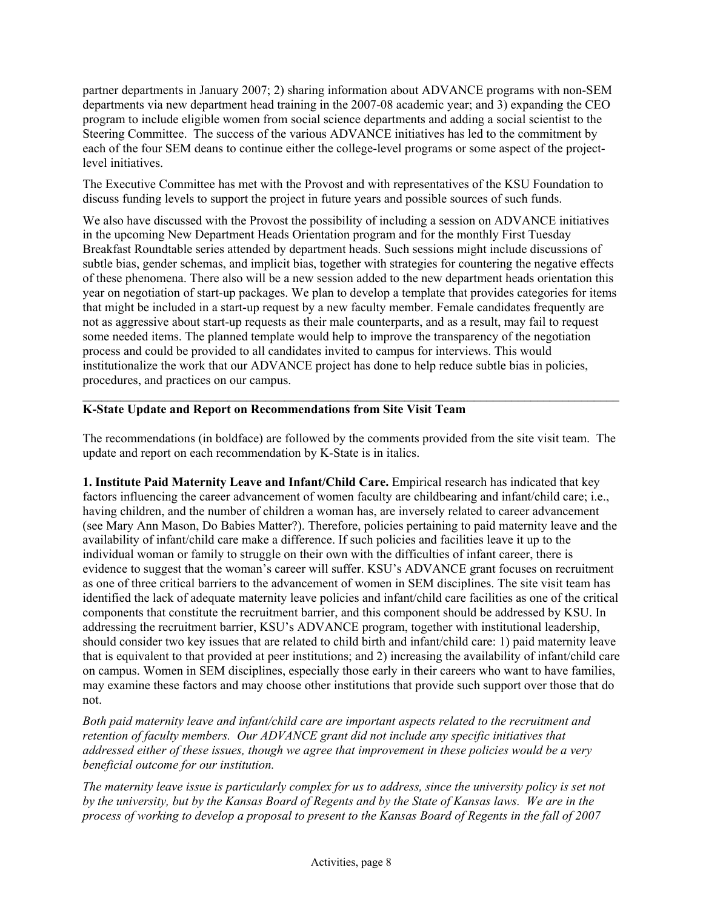partner departments in January 2007; 2) sharing information about ADVANCE programs with non-SEM departments via new department head training in the 2007-08 academic year; and 3) expanding the CEO program to include eligible women from social science departments and adding a social scientist to the Steering Committee. The success of the various ADVANCE initiatives has led to the commitment by each of the four SEM deans to continue either the college-level programs or some aspect of the project-level initiatives.

The Executive Committee has met with the Provost and with representatives of the KSU Foundation to discuss funding levels to support the project in future years and possible sources of such funds.

We also have discussed with the Provost the possibility of including a session on ADVANCE initiatives in the upcoming New Department Heads Orientation program and for the monthly First Tuesday Breakfast Roundtable series attended by department heads. Such sessions might include discussions of subtle bias, gender schemas, and implicit bias, together with strategies for countering the negative effects of these phenomena. There also will be a new session added to the new department heads orientation this year on negotiation of start-up packages. We plan to develop a template that provides categories for items that might be included in a start-up request by a new faculty member. Female candidates frequently are not as aggressive about start-up requests as their male counterparts, and as a result, may fail to request some needed items. The planned template would help to improve the transparency of the negotiation process and could be provided to all candidates invited to campus for interviews. This would institutionalize the work that our ADVANCE project has done to help reduce subtle bias in policies, procedures, and practices on our campus.

---

## K-State Update and Report on Recommendations from Site Visit Team

The recommendations (in boldface) are followed by the comments provided from the site visit team. The update and report on each recommendation by K-State is in italics.

**1. Institute Paid Maternity Leave and Infant/Child Care.** Empirical research has indicated that key factors influencing the career advancement of women faculty are childbearing and infant/child care; i.e., having children, and the number of children a woman has, are inversely related to career advancement (see Mary Ann Mason, Do Babies Matter?). Therefore, policies pertaining to paid maternity leave and the availability of infant/child care make a difference. If such policies and facilities leave it up to the individual woman or family to struggle on their own with the difficulties of infant career, there is evidence to suggest that the woman's career will suffer. KSU's ADVANCE grant focuses on recruitment as one of three critical barriers to the advancement of women in SEM disciplines. The site visit team has identified the lack of adequate maternity leave policies and infant/child care facilities as one of the critical components that constitute the recruitment barrier, and this component should be addressed by KSU. In addressing the recruitment barrier, KSU's ADVANCE program, together with institutional leadership, should consider two key issues that are related to child birth and infant/child care: 1) paid maternity leave that is equivalent to that provided at peer institutions; and 2) increasing the availability of infant/child care on campus. Women in SEM disciplines, especially those early in their careers who want to have families, may examine these factors and may choose other institutions that provide such support over those that do not.

*Both paid maternity leave and infant/child care are important aspects related to the recruitment and retention of faculty members. Our ADVANCE grant did not include any specific initiatives that addressed either of these issues, though we agree that improvement in these policies would be a very beneficial outcome for our institution.*

*The maternity leave issue is particularly complex for us to address, since the university policy is set not by the university, but by the Kansas Board of Regents and by the State of Kansas laws. We are in the process of working to develop a proposal to present to the Kansas Board of Regents in the fall of 2007*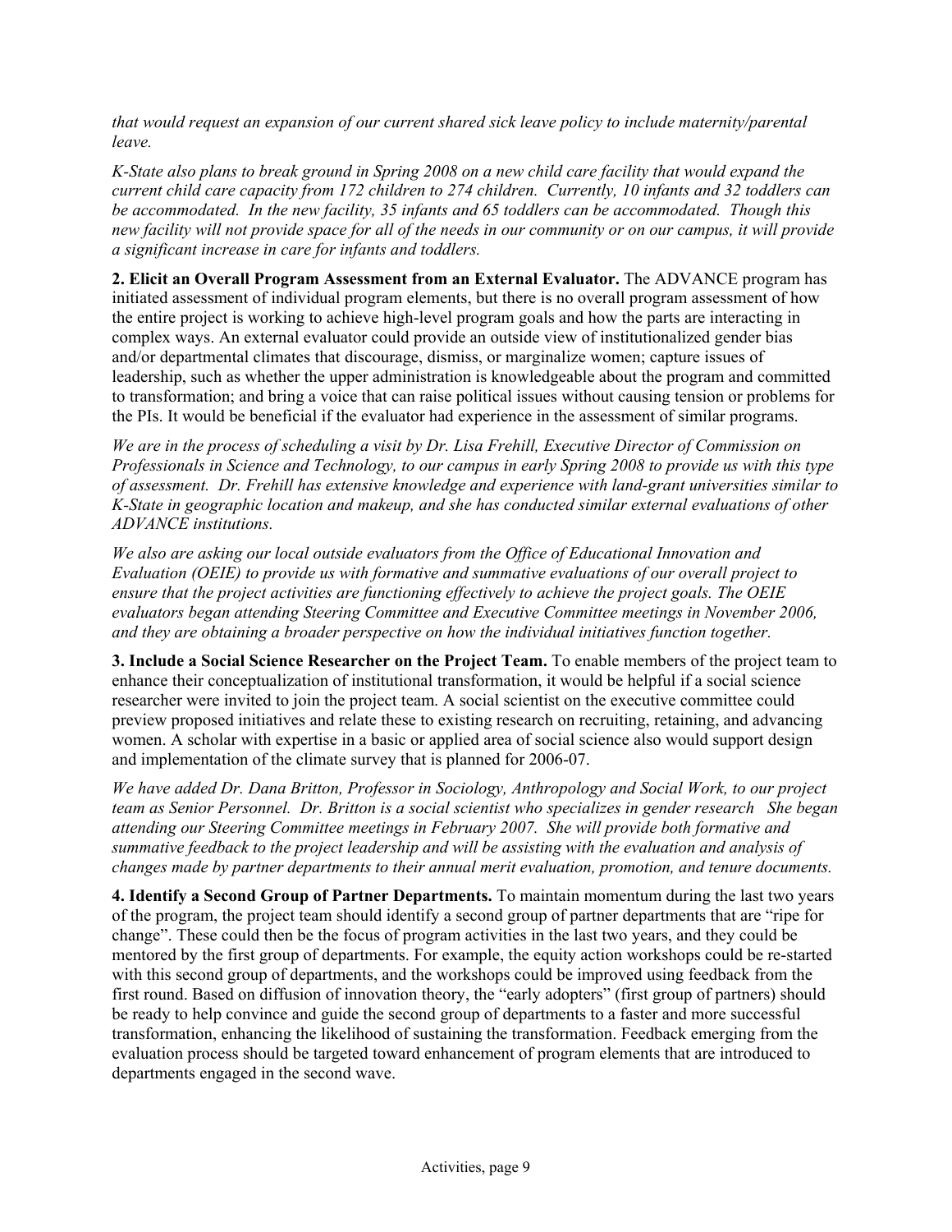*that would request an expansion of our current shared sick leave policy to include maternity/parental leave.*

*K-State also plans to break ground in Spring 2008 on a new child care facility that would expand the current child care capacity from 172 children to 274 children. Currently, 10 infants and 32 toddlers can be accommodated. In the new facility, 35 infants and 65 toddlers can be accommodated. Though this new facility will not provide space for all of the needs in our community or on our campus, it will provide a significant increase in care for infants and toddlers.*

**2. Elicit an Overall Program Assessment from an External Evaluator.** The ADVANCE program has initiated assessment of individual program elements, but there is no overall program assessment of how the entire project is working to achieve high-level program goals and how the parts are interacting in complex ways. An external evaluator could provide an outside view of institutionalized gender bias and/or departmental climates that discourage, dismiss, or marginalize women; capture issues of leadership, such as whether the upper administration is knowledgeable about the program and committed to transformation; and bring a voice that can raise political issues without causing tension or problems for the PIs. It would be beneficial if the evaluator had experience in the assessment of similar programs.

*We are in the process of scheduling a visit by Dr. Lisa Frehill, Executive Director of Commission on Professionals in Science and Technology, to our campus in early Spring 2008 to provide us with this type of assessment. Dr. Frehill has extensive knowledge and experience with land-grant universities similar to K-State in geographic location and makeup, and she has conducted similar external evaluations of other ADVANCE institutions.*

*We also are asking our local outside evaluators from the Office of Educational Innovation and Evaluation (OEIE) to provide us with formative and summative evaluations of our overall project to ensure that the project activities are functioning effectively to achieve the project goals. The OEIE evaluators began attending Steering Committee and Executive Committee meetings in November 2006, and they are obtaining a broader perspective on how the individual initiatives function together.*

**3. Include a Social Science Researcher on the Project Team.** To enable members of the project team to enhance their conceptualization of institutional transformation, it would be helpful if a social science researcher were invited to join the project team. A social scientist on the executive committee could preview proposed initiatives and relate these to existing research on recruiting, retaining, and advancing women. A scholar with expertise in a basic or applied area of social science also would support design and implementation of the climate survey that is planned for 2006-07.

*We have added Dr. Dana Britton, Professor in Sociology, Anthropology and Social Work, to our project team as Senior Personnel. Dr. Britton is a social scientist who specializes in gender research She began attending our Steering Committee meetings in February 2007. She will provide both formative and summative feedback to the project leadership and will be assisting with the evaluation and analysis of changes made by partner departments to their annual merit evaluation, promotion, and tenure documents.*

**4. Identify a Second Group of Partner Departments.** To maintain momentum during the last two years of the program, the project team should identify a second group of partner departments that are "ripe for change". These could then be the focus of program activities in the last two years, and they could be mentored by the first group of departments. For example, the equity action workshops could be re-started with this second group of departments, and the workshops could be improved using feedback from the first round. Based on diffusion of innovation theory, the "early adopters" (first group of partners) should be ready to help convince and guide the second group of departments to a faster and more successful transformation, enhancing the likelihood of sustaining the transformation. Feedback emerging from the evaluation process should be targeted toward enhancement of program elements that are introduced to departments engaged in the second wave.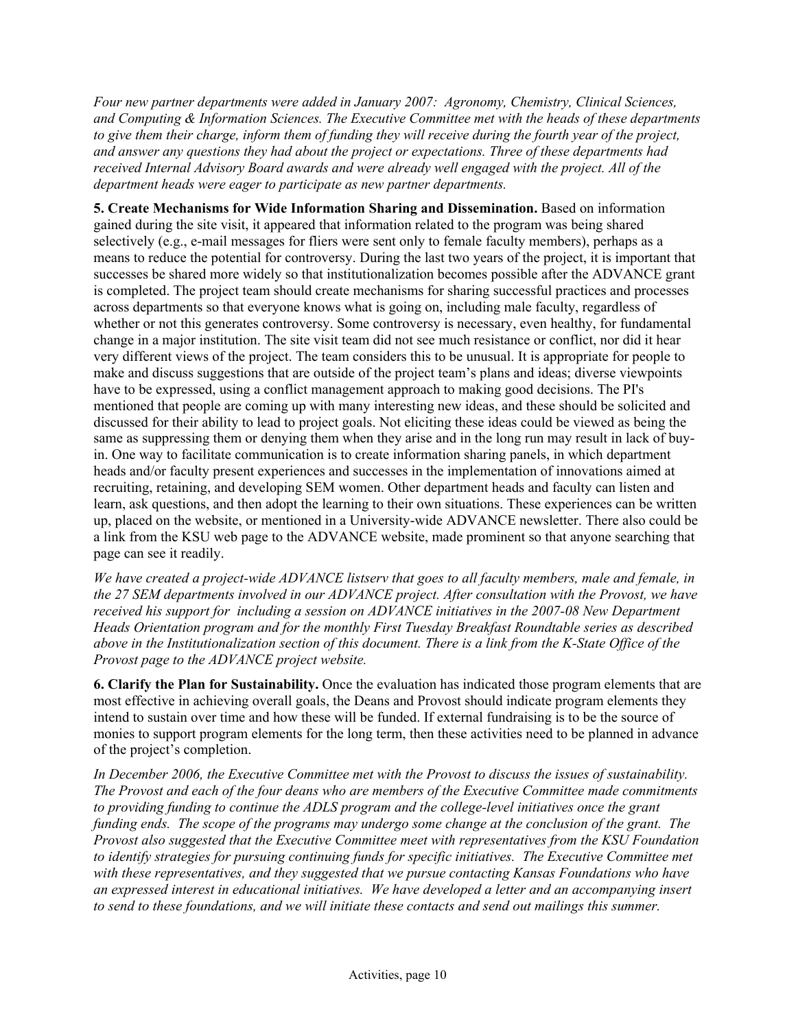*Four new partner departments were added in January 2007: Agronomy, Chemistry, Clinical Sciences, and Computing & Information Sciences. The Executive Committee met with the heads of these departments to give them their charge, inform them of funding they will receive during the fourth year of the project, and answer any questions they had about the project or expectations. Three of these departments had received Internal Advisory Board awards and were already well engaged with the project. All of the department heads were eager to participate as new partner departments.*

**5. Create Mechanisms for Wide Information Sharing and Dissemination.** Based on information gained during the site visit, it appeared that information related to the program was being shared selectively (e.g., e-mail messages for fliers were sent only to female faculty members), perhaps as a means to reduce the potential for controversy. During the last two years of the project, it is important that successes be shared more widely so that institutionalization becomes possible after the ADVANCE grant is completed. The project team should create mechanisms for sharing successful practices and processes across departments so that everyone knows what is going on, including male faculty, regardless of whether or not this generates controversy. Some controversy is necessary, even healthy, for fundamental change in a major institution. The site visit team did not see much resistance or conflict, nor did it hear very different views of the project. The team considers this to be unusual. It is appropriate for people to make and discuss suggestions that are outside of the project team's plans and ideas; diverse viewpoints have to be expressed, using a conflict management approach to making good decisions. The PI's mentioned that people are coming up with many interesting new ideas, and these should be solicited and discussed for their ability to lead to project goals. Not eliciting these ideas could be viewed as being the same as suppressing them or denying them when they arise and in the long run may result in lack of buy-in. One way to facilitate communication is to create information sharing panels, in which department heads and/or faculty present experiences and successes in the implementation of innovations aimed at recruiting, retaining, and developing SEM women. Other department heads and faculty can listen and learn, ask questions, and then adopt the learning to their own situations. These experiences can be written up, placed on the website, or mentioned in a University-wide ADVANCE newsletter. There also could be a link from the KSU web page to the ADVANCE website, made prominent so that anyone searching that page can see it readily.

*We have created a project-wide ADVANCE listserv that goes to all faculty members, male and female, in the 27 SEM departments involved in our ADVANCE project. After consultation with the Provost, we have received his support for including a session on ADVANCE initiatives in the 2007-08 New Department Heads Orientation program and for the monthly First Tuesday Breakfast Roundtable series as described above in the Institutionalization section of this document. There is a link from the K-State Office of the Provost page to the ADVANCE project website.*

**6. Clarify the Plan for Sustainability.** Once the evaluation has indicated those program elements that are most effective in achieving overall goals, the Deans and Provost should indicate program elements they intend to sustain over time and how these will be funded. If external fundraising is to be the source of monies to support program elements for the long term, then these activities need to be planned in advance of the project's completion.

*In December 2006, the Executive Committee met with the Provost to discuss the issues of sustainability. The Provost and each of the four deans who are members of the Executive Committee made commitments to providing funding to continue the ADLS program and the college-level initiatives once the grant funding ends. The scope of the programs may undergo some change at the conclusion of the grant. The Provost also suggested that the Executive Committee meet with representatives from the KSU Foundation to identify strategies for pursuing continuing funds for specific initiatives. The Executive Committee met with these representatives, and they suggested that we pursue contacting Kansas Foundations who have an expressed interest in educational initiatives. We have developed a letter and an accompanying insert to send to these foundations, and we will initiate these contacts and send out mailings this summer.*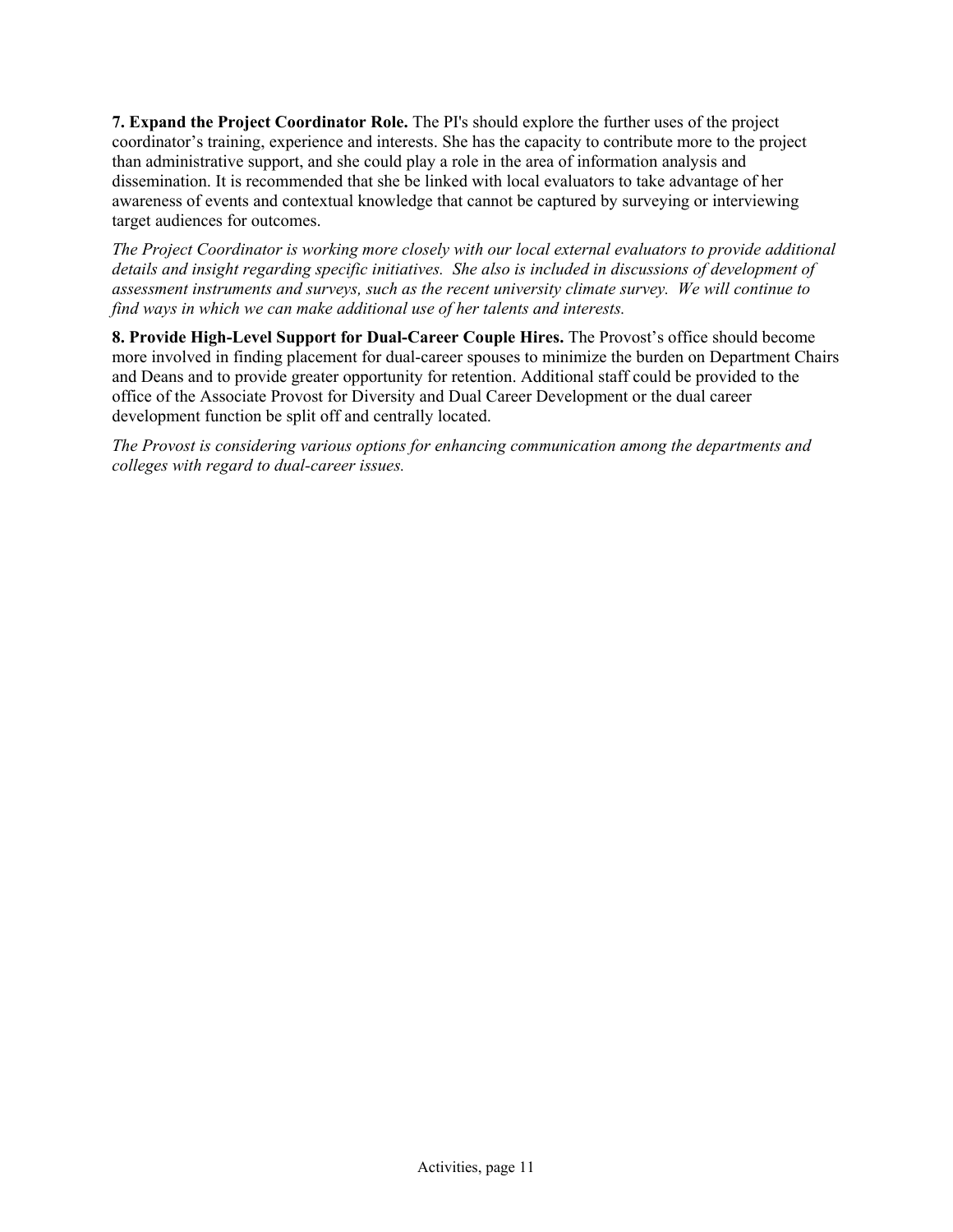**7. Expand the Project Coordinator Role.** The PI's should explore the further uses of the project coordinator's training, experience and interests. She has the capacity to contribute more to the project than administrative support, and she could play a role in the area of information analysis and dissemination. It is recommended that she be linked with local evaluators to take advantage of her awareness of events and contextual knowledge that cannot be captured by surveying or interviewing target audiences for outcomes.

*The Project Coordinator is working more closely with our local external evaluators to provide additional details and insight regarding specific initiatives. She also is included in discussions of development of assessment instruments and surveys, such as the recent university climate survey. We will continue to find ways in which we can make additional use of her talents and interests.*

**8. Provide High-Level Support for Dual-Career Couple Hires.** The Provost's office should become more involved in finding placement for dual-career spouses to minimize the burden on Department Chairs and Deans and to provide greater opportunity for retention. Additional staff could be provided to the office of the Associate Provost for Diversity and Dual Career Development or the dual career development function be split off and centrally located.

*The Provost is considering various options for enhancing communication among the departments and colleges with regard to dual-career issues.*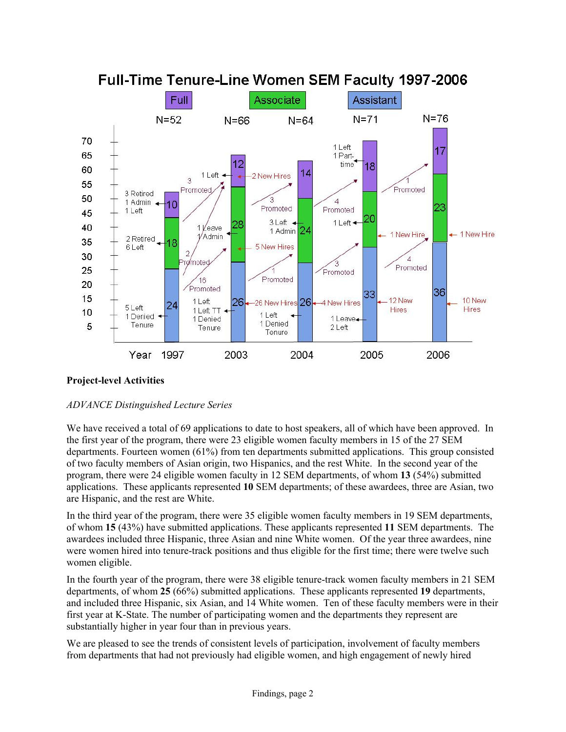## Full-Time Tenure-Line Women SEM Faculty 1997-2006

| Year | 1997 | 2003 | 2004 | 2005 | 2006 |
|---|---|---|---|---|---|
| N | 52 | 66 | 64 | 71 | 76 |
| Full | 10 | 12 | 14 | 18 | 17 |
| Associate | 18 | 28 | 24 | 20 | 23 |
| Assistant | 24 | 26 | 26 | 33 | 36 |

### Project-level Activities

*ADVANCE Distinguished Lecture Series*

We have received a total of 69 applications to date to host speakers, all of which have been approved. In the first year of the program, there were 23 eligible women faculty members in 15 of the 27 SEM departments. Fourteen women (61%) from ten departments submitted applications. This group consisted of two faculty members of Asian origin, two Hispanics, and the rest White. In the second year of the program, there were 24 eligible women faculty in 12 SEM departments, of whom **13** (54%) submitted applications. These applicants represented **10** SEM departments; of these awardees, three are Asian, two are Hispanic, and the rest are White.

In the third year of the program, there were 35 eligible women faculty members in 19 SEM departments, of whom **15** (43%) have submitted applications. These applicants represented **11** SEM departments. The awardees included three Hispanic, three Asian and nine White women. Of the year three awardees, nine were women hired into tenure-track positions and thus eligible for the first time; there were twelve such women eligible.

In the fourth year of the program, there were 38 eligible tenure-track women faculty members in 21 SEM departments, of whom **25** (66%) submitted applications. These applicants represented **19** departments, and included three Hispanic, six Asian, and 14 White women. Ten of these faculty members were in their first year at K-State. The number of participating women and the departments they represent are substantially higher in year four than in previous years.

We are pleased to see the trends of consistent levels of participation, involvement of faculty members from departments that had not previously had eligible women, and high engagement of newly hired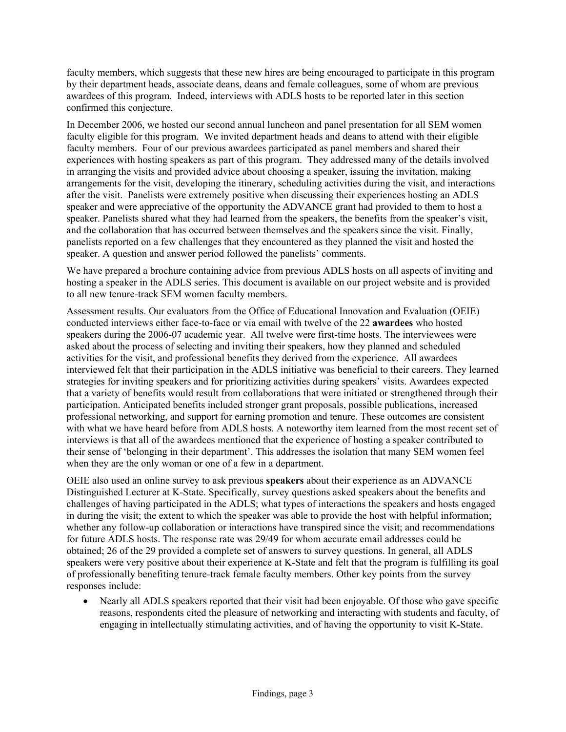faculty members, which suggests that these new hires are being encouraged to participate in this program by their department heads, associate deans, deans and female colleagues, some of whom are previous awardees of this program. Indeed, interviews with ADLS hosts to be reported later in this section confirmed this conjecture.

In December 2006, we hosted our second annual luncheon and panel presentation for all SEM women faculty eligible for this program. We invited department heads and deans to attend with their eligible faculty members. Four of our previous awardees participated as panel members and shared their experiences with hosting speakers as part of this program. They addressed many of the details involved in arranging the visits and provided advice about choosing a speaker, issuing the invitation, making arrangements for the visit, developing the itinerary, scheduling activities during the visit, and interactions after the visit. Panelists were extremely positive when discussing their experiences hosting an ADLS speaker and were appreciative of the opportunity the ADVANCE grant had provided to them to host a speaker. Panelists shared what they had learned from the speakers, the benefits from the speaker's visit, and the collaboration that has occurred between themselves and the speakers since the visit. Finally, panelists reported on a few challenges that they encountered as they planned the visit and hosted the speaker. A question and answer period followed the panelists' comments.

We have prepared a brochure containing advice from previous ADLS hosts on all aspects of inviting and hosting a speaker in the ADLS series. This document is available on our project website and is provided to all new tenure-track SEM women faculty members.

<u>Assessment results.</u> Our evaluators from the Office of Educational Innovation and Evaluation (OEIE) conducted interviews either face-to-face or via email with twelve of the 22 **awardees** who hosted speakers during the 2006-07 academic year. All twelve were first-time hosts. The interviewees were asked about the process of selecting and inviting their speakers, how they planned and scheduled activities for the visit, and professional benefits they derived from the experience. All awardees interviewed felt that their participation in the ADLS initiative was beneficial to their careers. They learned strategies for inviting speakers and for prioritizing activities during speakers' visits. Awardees expected that a variety of benefits would result from collaborations that were initiated or strengthened through their participation. Anticipated benefits included stronger grant proposals, possible publications, increased professional networking, and support for earning promotion and tenure. These outcomes are consistent with what we have heard before from ADLS hosts. A noteworthy item learned from the most recent set of interviews is that all of the awardees mentioned that the experience of hosting a speaker contributed to their sense of 'belonging in their department'. This addresses the isolation that many SEM women feel when they are the only woman or one of a few in a department.

OEIE also used an online survey to ask previous **speakers** about their experience as an ADVANCE Distinguished Lecturer at K-State. Specifically, survey questions asked speakers about the benefits and challenges of having participated in the ADLS; what types of interactions the speakers and hosts engaged in during the visit; the extent to which the speaker was able to provide the host with helpful information; whether any follow-up collaboration or interactions have transpired since the visit; and recommendations for future ADLS hosts. The response rate was 29/49 for whom accurate email addresses could be obtained; 26 of the 29 provided a complete set of answers to survey questions. In general, all ADLS speakers were very positive about their experience at K-State and felt that the program is fulfilling its goal of professionally benefiting tenure-track female faculty members. Other key points from the survey responses include:

- Nearly all ADLS speakers reported that their visit had been enjoyable. Of those who gave specific reasons, respondents cited the pleasure of networking and interacting with students and faculty, of engaging in intellectually stimulating activities, and of having the opportunity to visit K-State.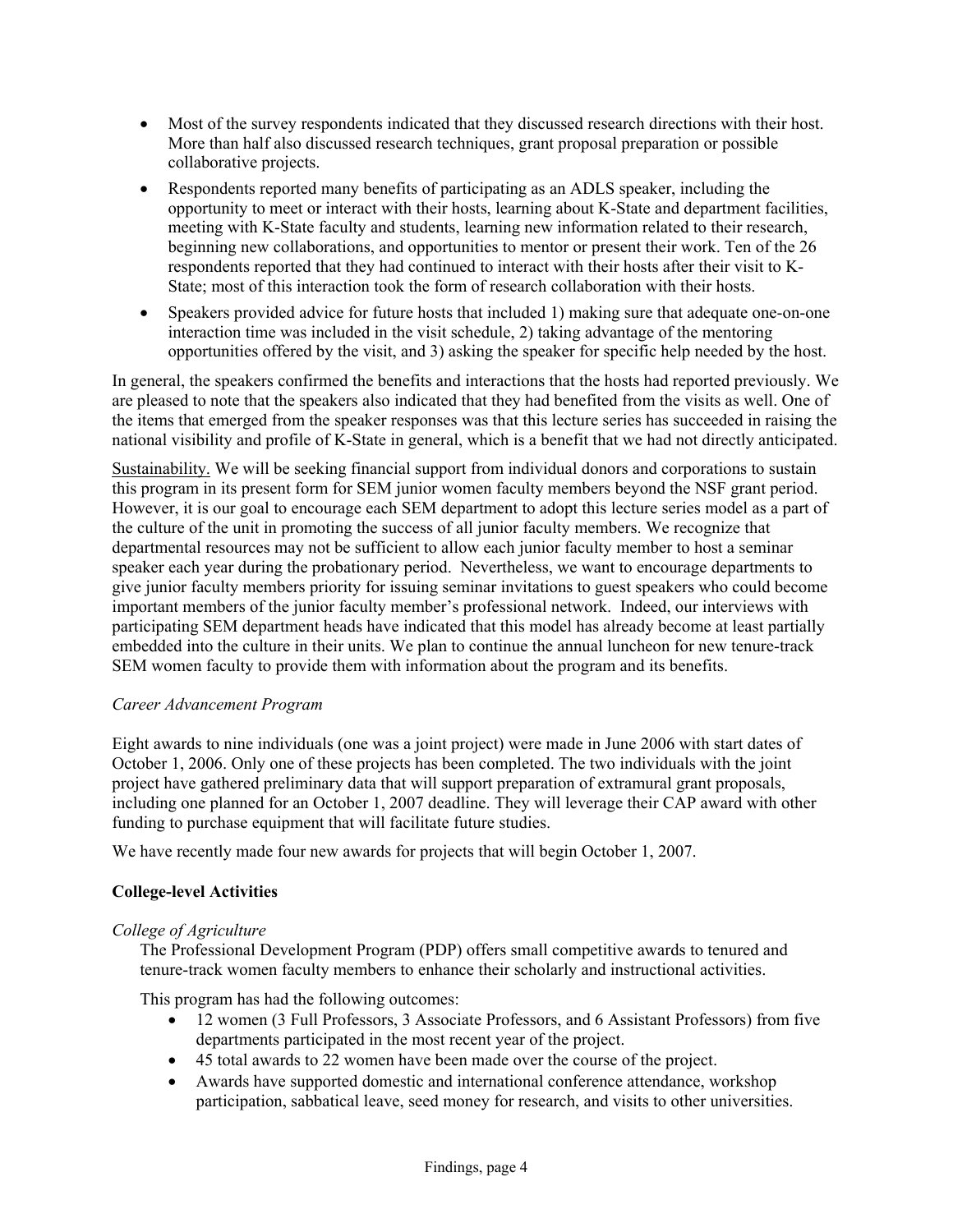- Most of the survey respondents indicated that they discussed research directions with their host. More than half also discussed research techniques, grant proposal preparation or possible collaborative projects.
- Respondents reported many benefits of participating as an ADLS speaker, including the opportunity to meet or interact with their hosts, learning about K-State and department facilities, meeting with K-State faculty and students, learning new information related to their research, beginning new collaborations, and opportunities to mentor or present their work. Ten of the 26 respondents reported that they had continued to interact with their hosts after their visit to K-State; most of this interaction took the form of research collaboration with their hosts.
- Speakers provided advice for future hosts that included 1) making sure that adequate one-on-one interaction time was included in the visit schedule, 2) taking advantage of the mentoring opportunities offered by the visit, and 3) asking the speaker for specific help needed by the host.

In general, the speakers confirmed the benefits and interactions that the hosts had reported previously. We are pleased to note that the speakers also indicated that they had benefited from the visits as well. One of the items that emerged from the speaker responses was that this lecture series has succeeded in raising the national visibility and profile of K-State in general, which is a benefit that we had not directly anticipated.

Sustainability. We will be seeking financial support from individual donors and corporations to sustain this program in its present form for SEM junior women faculty members beyond the NSF grant period. However, it is our goal to encourage each SEM department to adopt this lecture series model as a part of the culture of the unit in promoting the success of all junior faculty members. We recognize that departmental resources may not be sufficient to allow each junior faculty member to host a seminar speaker each year during the probationary period. Nevertheless, we want to encourage departments to give junior faculty members priority for issuing seminar invitations to guest speakers who could become important members of the junior faculty member's professional network. Indeed, our interviews with participating SEM department heads have indicated that this model has already become at least partially embedded into the culture in their units. We plan to continue the annual luncheon for new tenure-track SEM women faculty to provide them with information about the program and its benefits.

*Career Advancement Program*

Eight awards to nine individuals (one was a joint project) were made in June 2006 with start dates of October 1, 2006. Only one of these projects has been completed. The two individuals with the joint project have gathered preliminary data that will support preparation of extramural grant proposals, including one planned for an October 1, 2007 deadline. They will leverage their CAP award with other funding to purchase equipment that will facilitate future studies.

We have recently made four new awards for projects that will begin October 1, 2007.

**College-level Activities**

*College of Agriculture*

The Professional Development Program (PDP) offers small competitive awards to tenured and tenure-track women faculty members to enhance their scholarly and instructional activities.

This program has had the following outcomes:

- 12 women (3 Full Professors, 3 Associate Professors, and 6 Assistant Professors) from five departments participated in the most recent year of the project.
- 45 total awards to 22 women have been made over the course of the project.
- Awards have supported domestic and international conference attendance, workshop participation, sabbatical leave, seed money for research, and visits to other universities.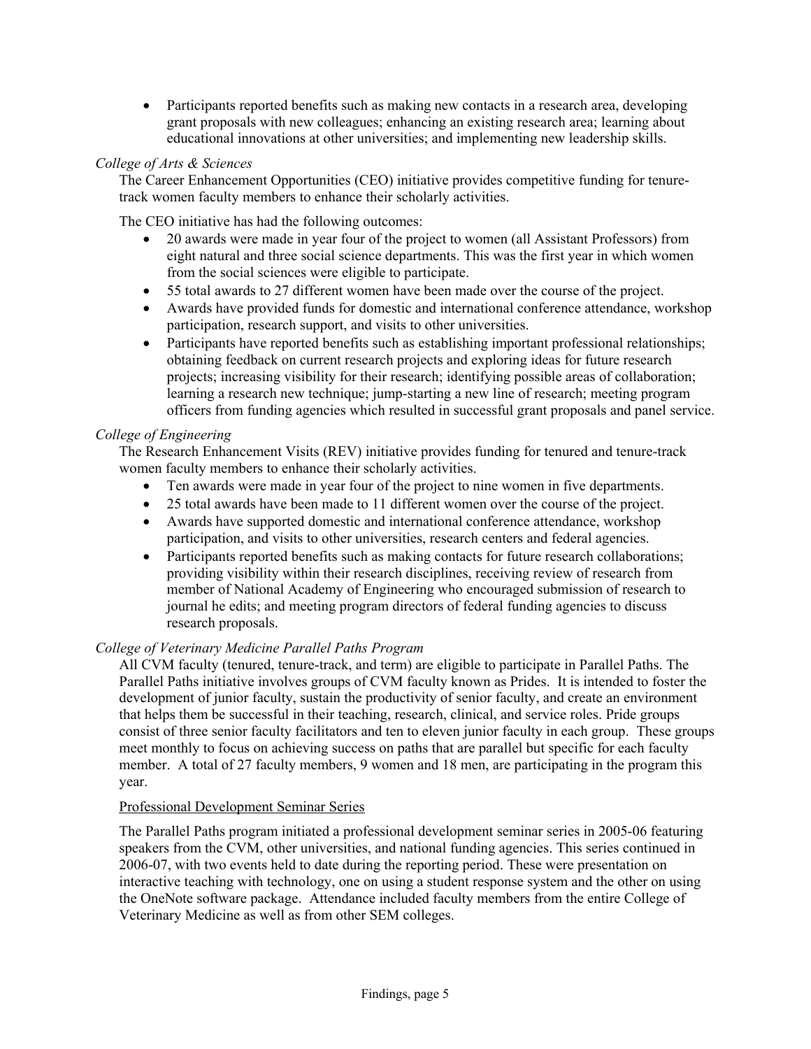- Participants reported benefits such as making new contacts in a research area, developing grant proposals with new colleagues; enhancing an existing research area; learning about educational innovations at other universities; and implementing new leadership skills.

*College of Arts & Sciences*

The Career Enhancement Opportunities (CEO) initiative provides competitive funding for tenure-track women faculty members to enhance their scholarly activities.

The CEO initiative has had the following outcomes:

- 20 awards were made in year four of the project to women (all Assistant Professors) from eight natural and three social science departments. This was the first year in which women from the social sciences were eligible to participate.
- 55 total awards to 27 different women have been made over the course of the project.
- Awards have provided funds for domestic and international conference attendance, workshop participation, research support, and visits to other universities.
- Participants have reported benefits such as establishing important professional relationships; obtaining feedback on current research projects and exploring ideas for future research projects; increasing visibility for their research; identifying possible areas of collaboration; learning a research new technique; jump-starting a new line of research; meeting program officers from funding agencies which resulted in successful grant proposals and panel service.

*College of Engineering*

The Research Enhancement Visits (REV) initiative provides funding for tenured and tenure-track women faculty members to enhance their scholarly activities.

- Ten awards were made in year four of the project to nine women in five departments.
- 25 total awards have been made to 11 different women over the course of the project.
- Awards have supported domestic and international conference attendance, workshop participation, and visits to other universities, research centers and federal agencies.
- Participants reported benefits such as making contacts for future research collaborations; providing visibility within their research disciplines, receiving review of research from member of National Academy of Engineering who encouraged submission of research to journal he edits; and meeting program directors of federal funding agencies to discuss research proposals.

*College of Veterinary Medicine Parallel Paths Program*

All CVM faculty (tenured, tenure-track, and term) are eligible to participate in Parallel Paths. The Parallel Paths initiative involves groups of CVM faculty known as Prides. It is intended to foster the development of junior faculty, sustain the productivity of senior faculty, and create an environment that helps them be successful in their teaching, research, clinical, and service roles. Pride groups consist of three senior faculty facilitators and ten to eleven junior faculty in each group. These groups meet monthly to focus on achieving success on paths that are parallel but specific for each faculty member. A total of 27 faculty members, 9 women and 18 men, are participating in the program this year.

Professional Development Seminar Series

The Parallel Paths program initiated a professional development seminar series in 2005-06 featuring speakers from the CVM, other universities, and national funding agencies. This series continued in 2006-07, with two events held to date during the reporting period. These were presentation on interactive teaching with technology, one on using a student response system and the other on using the OneNote software package. Attendance included faculty members from the entire College of Veterinary Medicine as well as from other SEM colleges.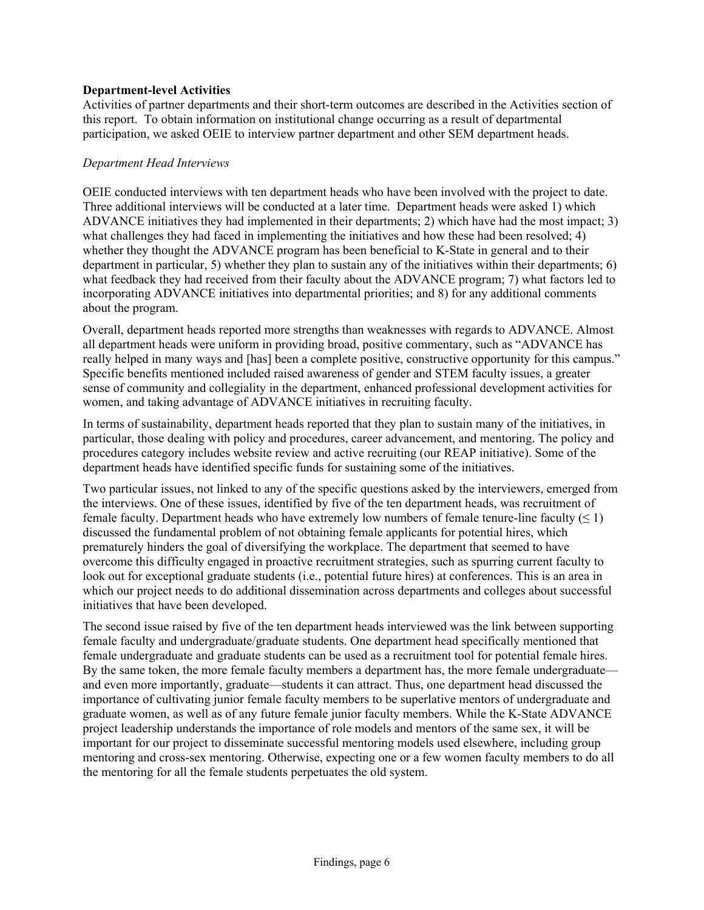**Department-level Activities**

Activities of partner departments and their short-term outcomes are described in the Activities section of this report. To obtain information on institutional change occurring as a result of departmental participation, we asked OEIE to interview partner department and other SEM department heads.

*Department Head Interviews*

OEIE conducted interviews with ten department heads who have been involved with the project to date. Three additional interviews will be conducted at a later time. Department heads were asked 1) which ADVANCE initiatives they had implemented in their departments; 2) which have had the most impact; 3) what challenges they had faced in implementing the initiatives and how these had been resolved; 4) whether they thought the ADVANCE program has been beneficial to K-State in general and to their department in particular, 5) whether they plan to sustain any of the initiatives within their departments; 6) what feedback they had received from their faculty about the ADVANCE program; 7) what factors led to incorporating ADVANCE initiatives into departmental priorities; and 8) for any additional comments about the program.

Overall, department heads reported more strengths than weaknesses with regards to ADVANCE. Almost all department heads were uniform in providing broad, positive commentary, such as "ADVANCE has really helped in many ways and [has] been a complete positive, constructive opportunity for this campus." Specific benefits mentioned included raised awareness of gender and STEM faculty issues, a greater sense of community and collegiality in the department, enhanced professional development activities for women, and taking advantage of ADVANCE initiatives in recruiting faculty.

In terms of sustainability, department heads reported that they plan to sustain many of the initiatives, in particular, those dealing with policy and procedures, career advancement, and mentoring. The policy and procedures category includes website review and active recruiting (our REAP initiative). Some of the department heads have identified specific funds for sustaining some of the initiatives.

Two particular issues, not linked to any of the specific questions asked by the interviewers, emerged from the interviews. One of these issues, identified by five of the ten department heads, was recruitment of female faculty. Department heads who have extremely low numbers of female tenure-line faculty ($\leq 1$) discussed the fundamental problem of not obtaining female applicants for potential hires, which prematurely hinders the goal of diversifying the workplace. The department that seemed to have overcome this difficulty engaged in proactive recruitment strategies, such as spurring current faculty to look out for exceptional graduate students (i.e., potential future hires) at conferences. This is an area in which our project needs to do additional dissemination across departments and colleges about successful initiatives that have been developed.

The second issue raised by five of the ten department heads interviewed was the link between supporting female faculty and undergraduate/graduate students. One department head specifically mentioned that female undergraduate and graduate students can be used as a recruitment tool for potential female hires. By the same token, the more female faculty members a department has, the more female undergraduate—and even more importantly, graduate—students it can attract. Thus, one department head discussed the importance of cultivating junior female faculty members to be superlative mentors of undergraduate and graduate women, as well as of any future female junior faculty members. While the K-State ADVANCE project leadership understands the importance of role models and mentors of the same sex, it will be important for our project to disseminate successful mentoring models used elsewhere, including group mentoring and cross-sex mentoring. Otherwise, expecting one or a few women faculty members to do all the mentoring for all the female students perpetuates the old system.